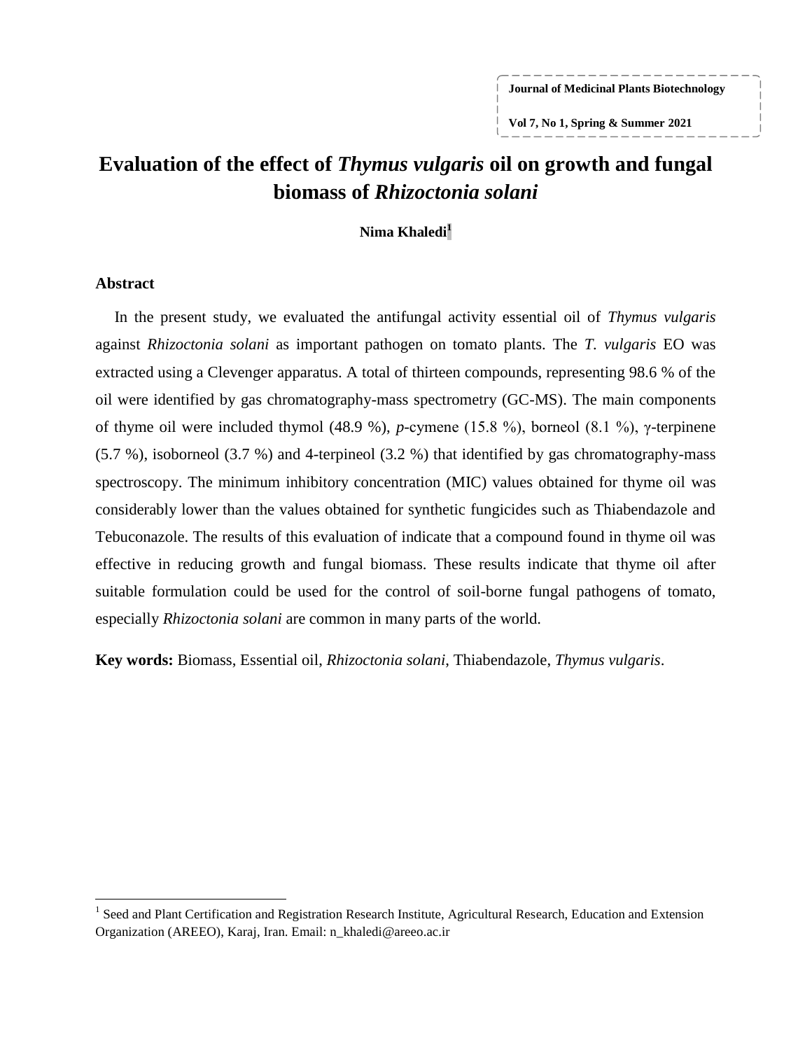# Evaluation of the effect of *Thymus vulgaris* oil on growth and fungal biomass of *Rhizoctonia solani*

**Nima Khaledi**[1]

## Abstract

In the present study, we evaluated the antifungal activity essential oil of *Thymus vulgaris* against *Rhizoctonia solani* as important pathogen on tomato plants. The *T. vulgaris* EO was extracted using a Clevenger apparatus. A total of thirteen compounds, representing 98.6 % of the oil were identified by gas chromatography-mass spectrometry (GC-MS). The main components of thyme oil were included thymol (48.9 %), *p*-cymene (15.8 %), borneol (8.1 %), γ-terpinene (5.7 %), isoborneol (3.7 %) and 4-terpineol (3.2 %) that identified by gas chromatography-mass spectroscopy. The minimum inhibitory concentration (MIC) values obtained for thyme oil was considerably lower than the values obtained for synthetic fungicides such as Thiabendazole and Tebuconazole. The results of this evaluation of indicate that a compound found in thyme oil was effective in reducing growth and fungal biomass. These results indicate that thyme oil after suitable formulation could be used for the control of soil-borne fungal pathogens of tomato, especially *Rhizoctonia solani* are common in many parts of the world.

**Key words:** Biomass, Essential oil, *Rhizoctonia solani*, Thiabendazole, *Thymus vulgaris*.

---

[1] Seed and Plant Certification and Registration Research Institute, Agricultural Research, Education and Extension Organization (AREEO), Karaj, Iran. Email: n_khaledi@areeo.ac.ir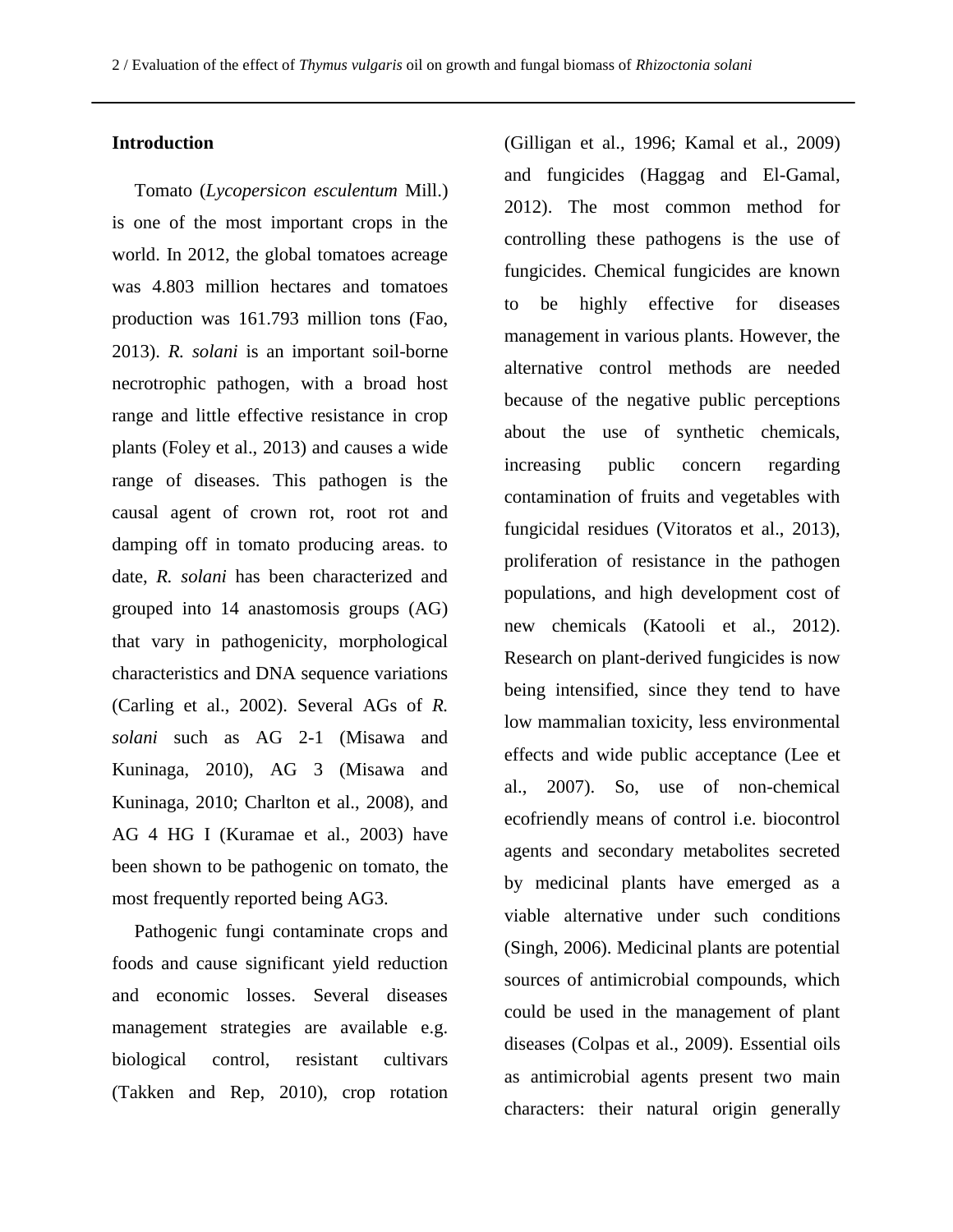## Introduction

Tomato (*Lycopersicon esculentum* Mill.) is one of the most important crops in the world. In 2012, the global tomatoes acreage was 4.803 million hectares and tomatoes production was 161.793 million tons (Fao, 2013). *R. solani* is an important soil-borne necrotrophic pathogen, with a broad host range and little effective resistance in crop plants (Foley et al., 2013) and causes a wide range of diseases. This pathogen is the causal agent of crown rot, root rot and damping off in tomato producing areas. to date, *R. solani* has been characterized and grouped into 14 anastomosis groups (AG) that vary in pathogenicity, morphological characteristics and DNA sequence variations (Carling et al., 2002). Several AGs of *R. solani* such as AG 2-1 (Misawa and Kuninaga, 2010), AG 3 (Misawa and Kuninaga, 2010; Charlton et al., 2008), and AG 4 HG I (Kuramae et al., 2003) have been shown to be pathogenic on tomato, the most frequently reported being AG3.

Pathogenic fungi contaminate crops and foods and cause significant yield reduction and economic losses. Several diseases management strategies are available e.g. biological control, resistant cultivars (Takken and Rep, 2010), crop rotation (Gilligan et al., 1996; Kamal et al., 2009) and fungicides (Haggag and El-Gamal, 2012). The most common method for controlling these pathogens is the use of fungicides. Chemical fungicides are known to be highly effective for diseases management in various plants. However, the alternative control methods are needed because of the negative public perceptions about the use of synthetic chemicals, increasing public concern regarding contamination of fruits and vegetables with fungicidal residues (Vitoratos et al., 2013), proliferation of resistance in the pathogen populations, and high development cost of new chemicals (Katooli et al., 2012). Research on plant-derived fungicides is now being intensified, since they tend to have low mammalian toxicity, less environmental effects and wide public acceptance (Lee et al., 2007). So, use of non-chemical ecofriendly means of control i.e. biocontrol agents and secondary metabolites secreted by medicinal plants have emerged as a viable alternative under such conditions (Singh, 2006). Medicinal plants are potential sources of antimicrobial compounds, which could be used in the management of plant diseases (Colpas et al., 2009). Essential oils as antimicrobial agents present two main characters: their natural origin generally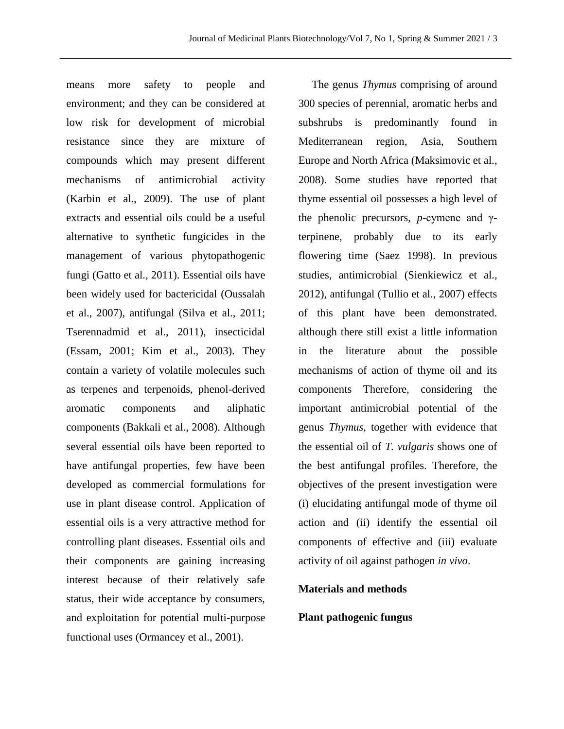means more safety to people and environment; and they can be considered at low risk for development of microbial resistance since they are mixture of compounds which may present different mechanisms of antimicrobial activity (Karbin et al., 2009). The use of plant extracts and essential oils could be a useful alternative to synthetic fungicides in the management of various phytopathogenic fungi (Gatto et al., 2011). Essential oils have been widely used for bactericidal (Oussalah et al., 2007), antifungal (Silva et al., 2011; Tserennadmid et al., 2011), insecticidal (Essam, 2001; Kim et al., 2003). They contain a variety of volatile molecules such as terpenes and terpenoids, phenol-derived aromatic components and aliphatic components (Bakkali et al., 2008). Although several essential oils have been reported to have antifungal properties, few have been developed as commercial formulations for use in plant disease control. Application of essential oils is a very attractive method for controlling plant diseases. Essential oils and their components are gaining increasing interest because of their relatively safe status, their wide acceptance by consumers, and exploitation for potential multi-purpose functional uses (Ormancey et al., 2001).

The genus *Thymus* comprising of around 300 species of perennial, aromatic herbs and subshrubs is predominantly found in Mediterranean region, Asia, Southern Europe and North Africa (Maksimovic et al., 2008). Some studies have reported that thyme essential oil possesses a high level of the phenolic precursors, *p*-cymene and γ-terpinene, probably due to its early flowering time (Saez 1998). In previous studies, antimicrobial (Sienkiewicz et al., 2012), antifungal (Tullio et al., 2007) effects of this plant have been demonstrated. although there still exist a little information in the literature about the possible mechanisms of action of thyme oil and its components Therefore, considering the important antimicrobial potential of the genus *Thymus*, together with evidence that the essential oil of *T. vulgaris* shows one of the best antifungal profiles. Therefore, the objectives of the present investigation were (i) elucidating antifungal mode of thyme oil action and (ii) identify the essential oil components of effective and (iii) evaluate activity of oil against pathogen *in vivo*.

## Materials and methods

### Plant pathogenic fungus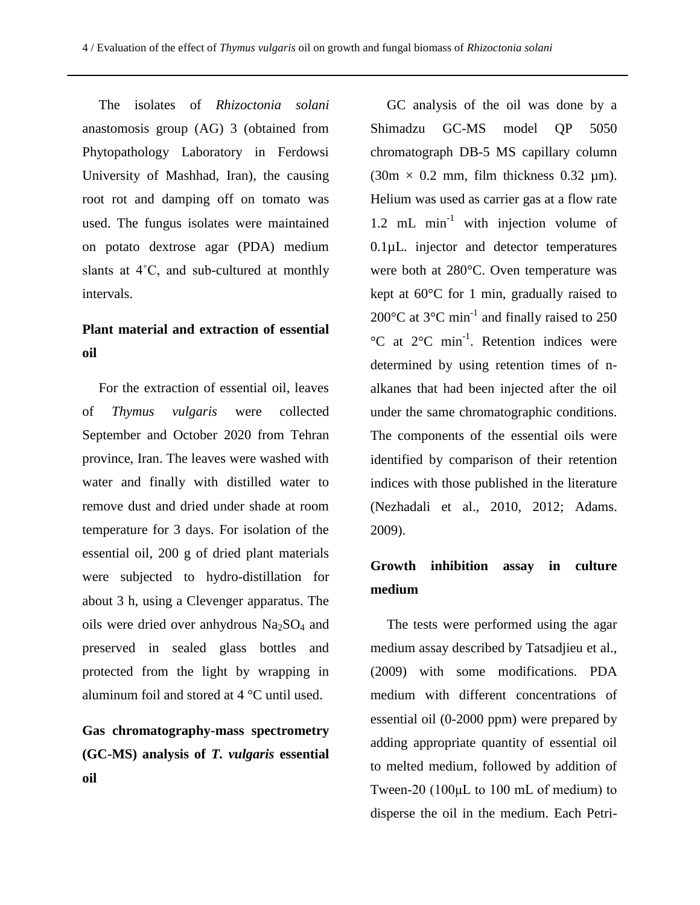The isolates of *Rhizoctonia solani* anastomosis group (AG) 3 (obtained from Phytopathology Laboratory in Ferdowsi University of Mashhad, Iran), the causing root rot and damping off on tomato was used. The fungus isolates were maintained on potato dextrose agar (PDA) medium slants at 4˚C, and sub-cultured at monthly intervals.

## Plant material and extraction of essential oil

For the extraction of essential oil, leaves of *Thymus vulgaris* were collected September and October 2020 from Tehran province, Iran. The leaves were washed with water and finally with distilled water to remove dust and dried under shade at room temperature for 3 days. For isolation of the essential oil, 200 g of dried plant materials were subjected to hydro-distillation for about 3 h, using a Clevenger apparatus. The oils were dried over anhydrous $Na_2SO_4$ and preserved in sealed glass bottles and protected from the light by wrapping in aluminum foil and stored at 4 °C until used.

## Gas chromatography-mass spectrometry (GC-MS) analysis of *T. vulgaris* essential oil

GC analysis of the oil was done by a Shimadzu GC-MS model QP 5050 chromatograph DB-5 MS capillary column (30m × 0.2 mm, film thickness 0.32 µm). Helium was used as carrier gas at a flow rate 1.2 mL $min^{-1}$ with injection volume of 0.1µL. injector and detector temperatures were both at 280°C. Oven temperature was kept at 60°C for 1 min, gradually raised to 200°C at 3°C $min^{-1}$ and finally raised to 250 °C at 2°C $min^{-1}$. Retention indices were determined by using retention times of n-alkanes that had been injected after the oil under the same chromatographic conditions. The components of the essential oils were identified by comparison of their retention indices with those published in the literature (Nezhadali et al., 2010, 2012; Adams. 2009).

## Growth inhibition assay in culture medium

The tests were performed using the agar medium assay described by Tatsadjieu et al., (2009) with some modifications. PDA medium with different concentrations of essential oil (0-2000 ppm) were prepared by adding appropriate quantity of essential oil to melted medium, followed by addition of Tween-20 (100µL to 100 mL of medium) to disperse the oil in the medium. Each Petri-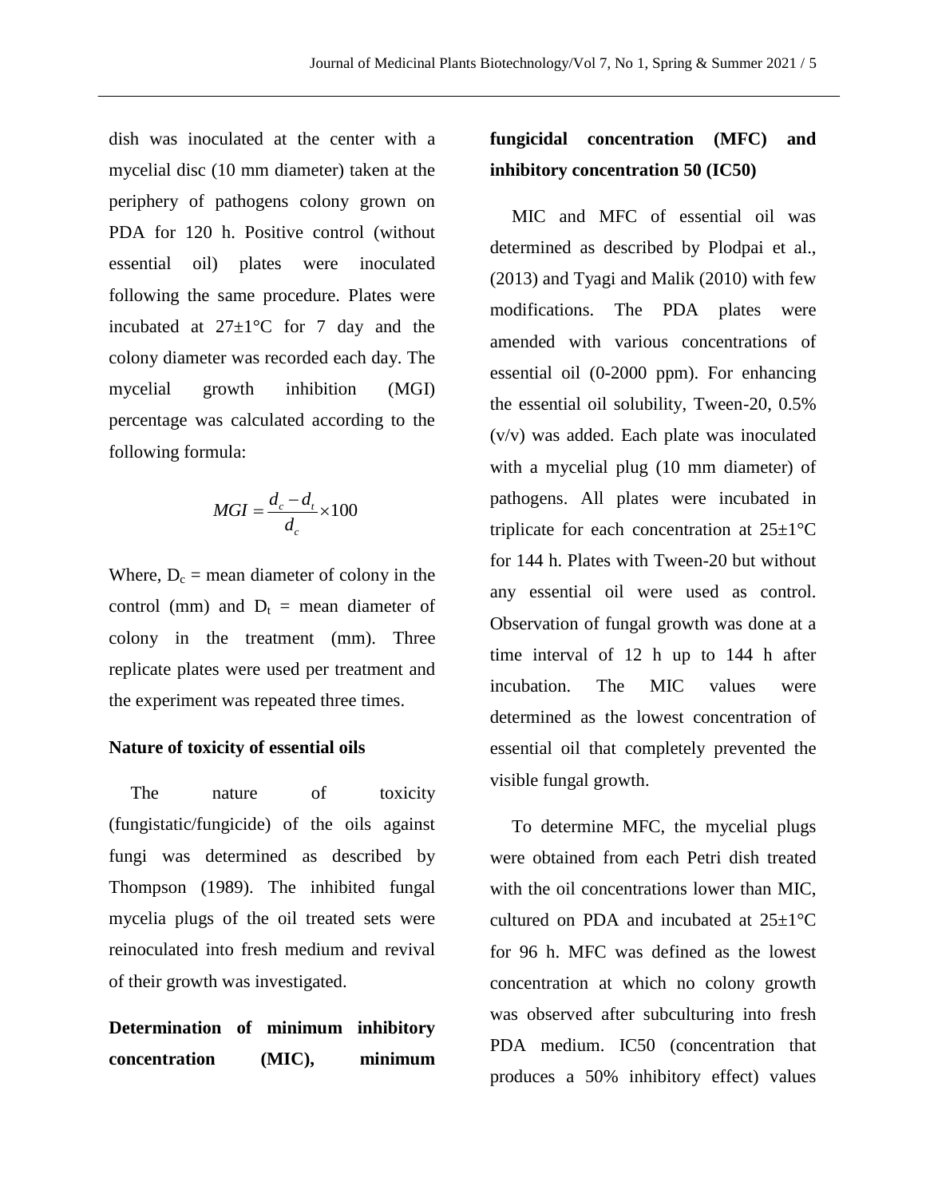dish was inoculated at the center with a mycelial disc (10 mm diameter) taken at the periphery of pathogens colony grown on PDA for 120 h. Positive control (without essential oil) plates were inoculated following the same procedure. Plates were incubated at 27±1°C for 7 day and the colony diameter was recorded each day. The mycelial growth inhibition (MGI) percentage was calculated according to the following formula:

$$MGI = \frac{d_c - d_t}{d_c} \times 100$$

Where, $D_c$ = mean diameter of colony in the control (mm) and $D_t$ = mean diameter of colony in the treatment (mm). Three replicate plates were used per treatment and the experiment was repeated three times.

**Nature of toxicity of essential oils**

The nature of toxicity (fungistatic/fungicide) of the oils against fungi was determined as described by Thompson (1989). The inhibited fungal mycelia plugs of the oil treated sets were reinoculated into fresh medium and revival of their growth was investigated.

**Determination of minimum inhibitory concentration (MIC), minimum fungicidal concentration (MFC) and inhibitory concentration 50 (IC50)**

MIC and MFC of essential oil was determined as described by Plodpai et al., (2013) and Tyagi and Malik (2010) with few modifications. The PDA plates were amended with various concentrations of essential oil (0-2000 ppm). For enhancing the essential oil solubility, Tween-20, 0.5% (v/v) was added. Each plate was inoculated with a mycelial plug (10 mm diameter) of pathogens. All plates were incubated in triplicate for each concentration at 25±1°C for 144 h. Plates with Tween-20 but without any essential oil were used as control. Observation of fungal growth was done at a time interval of 12 h up to 144 h after incubation. The MIC values were determined as the lowest concentration of essential oil that completely prevented the visible fungal growth.

To determine MFC, the mycelial plugs were obtained from each Petri dish treated with the oil concentrations lower than MIC, cultured on PDA and incubated at 25±1°C for 96 h. MFC was defined as the lowest concentration at which no colony growth was observed after subculturing into fresh PDA medium. IC50 (concentration that produces a 50% inhibitory effect) values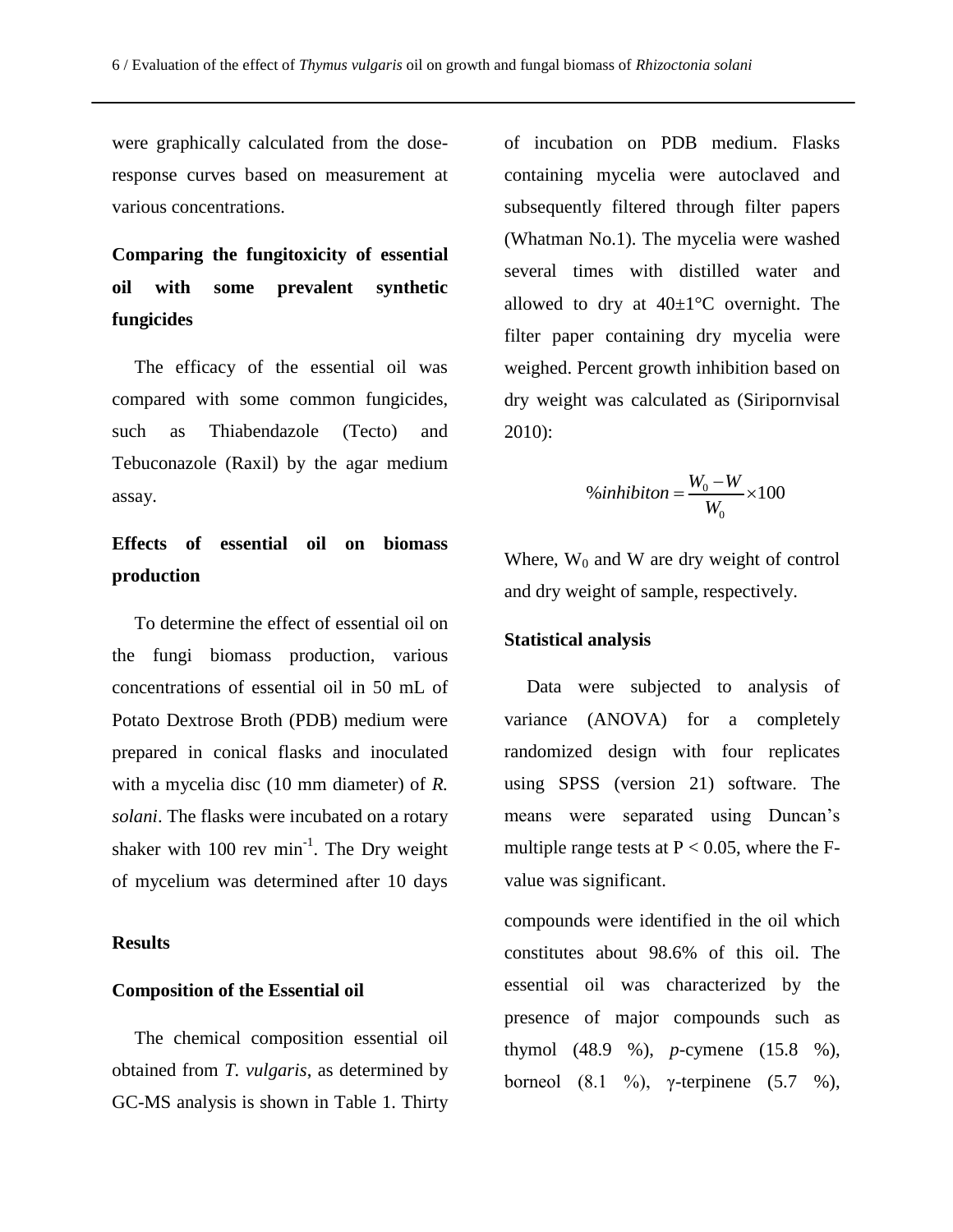were graphically calculated from the dose-response curves based on measurement at various concentrations.

### Comparing the fungitoxicity of essential oil with some prevalent synthetic fungicides

The efficacy of the essential oil was compared with some common fungicides, such as Thiabendazole (Tecto) and Tebuconazole (Raxil) by the agar medium assay.

### Effects of essential oil on biomass production

To determine the effect of essential oil on the fungi biomass production, various concentrations of essential oil in 50 mL of Potato Dextrose Broth (PDB) medium were prepared in conical flasks and inoculated with a mycelia disc (10 mm diameter) of *R. solani*. The flasks were incubated on a rotary shaker with 100 rev $min^{-1}$. The Dry weight of mycelium was determined after 10 days of incubation on PDB medium. Flasks containing mycelia were autoclaved and subsequently filtered through filter papers (Whatman No.1). The mycelia were washed several times with distilled water and allowed to dry at 40±1°C overnight. The filter paper containing dry mycelia were weighed. Percent growth inhibition based on dry weight was calculated as (Siripornvisal 2010):

$$\%inhibiton = \frac{W_0 - W}{W_0} \times 100$$

Where, $W_0$ and W are dry weight of control and dry weight of sample, respectively.

### Statistical analysis

Data were subjected to analysis of variance (ANOVA) for a completely randomized design with four replicates using SPSS (version 21) software. The means were separated using Duncan's multiple range tests at $P < 0.05$, where the F-value was significant.

## Results

### Composition of the Essential oil

The chemical composition essential oil obtained from *T. vulgaris*, as determined by GC-MS analysis is shown in Table 1. Thirty compounds were identified in the oil which constitutes about 98.6% of this oil. The essential oil was characterized by the presence of major compounds such as thymol (48.9 %), *p*-cymene (15.8 %), borneol (8.1 %), γ-terpinene (5.7 %),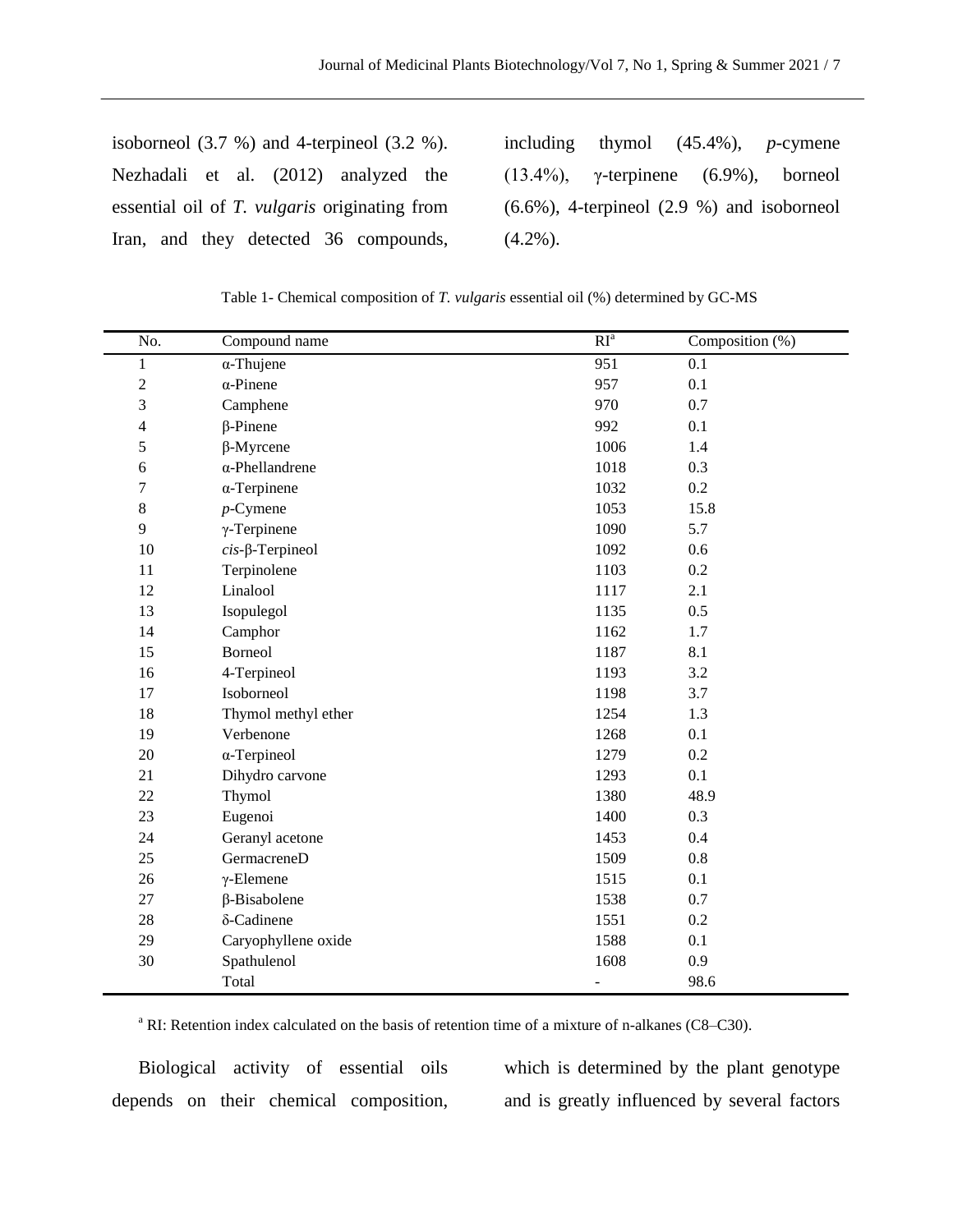isoborneol (3.7 %) and 4-terpineol (3.2 %). Nezhadali et al. (2012) analyzed the essential oil of *T. vulgaris* originating from Iran, and they detected 36 compounds, including thymol (45.4%), *p*-cymene (13.4%), γ-terpinene (6.9%), borneol (6.6%), 4-terpineol (2.9 %) and isoborneol (4.2%).

Table 1- Chemical composition of *T. vulgaris* essential oil (%) determined by GC-MS

| No. | Compound name | RI[a] | Composition (%) |
|---|---|---|---|
| 1 | α-Thujene | 951 | 0.1 |
| 2 | α-Pinene | 957 | 0.1 |
| 3 | Camphene | 970 | 0.7 |
| 4 | β-Pinene | 992 | 0.1 |
| 5 | β-Myrcene | 1006 | 1.4 |
| 6 | α-Phellandrene | 1018 | 0.3 |
| 7 | α-Terpinene | 1032 | 0.2 |
| 8 | *p*-Cymene | 1053 | 15.8 |
| 9 | γ-Terpinene | 1090 | 5.7 |
| 10 | *cis*-β-Terpineol | 1092 | 0.6 |
| 11 | Terpinolene | 1103 | 0.2 |
| 12 | Linalool | 1117 | 2.1 |
| 13 | Isopulegol | 1135 | 0.5 |
| 14 | Camphor | 1162 | 1.7 |
| 15 | Borneol | 1187 | 8.1 |
| 16 | 4-Terpineol | 1193 | 3.2 |
| 17 | Isoborneol | 1198 | 3.7 |
| 18 | Thymol methyl ether | 1254 | 1.3 |
| 19 | Verbenone | 1268 | 0.1 |
| 20 | α-Terpineol | 1279 | 0.2 |
| 21 | Dihydro carvone | 1293 | 0.1 |
| 22 | Thymol | 1380 | 48.9 |
| 23 | Eugenoi | 1400 | 0.3 |
| 24 | Geranyl acetone | 1453 | 0.4 |
| 25 | GermacreneD | 1509 | 0.8 |
| 26 | γ-Elemene | 1515 | 0.1 |
| 27 | β-Bisabolene | 1538 | 0.7 |
| 28 | δ-Cadinene | 1551 | 0.2 |
| 29 | Caryophyllene oxide | 1588 | 0.1 |
| 30 | Spathulenol | 1608 | 0.9 |
| | Total | - | 98.6 |

[a] RI: Retention index calculated on the basis of retention time of a mixture of n-alkanes (C8–C30).

Biological activity of essential oils depends on their chemical composition, which is determined by the plant genotype and is greatly influenced by several factors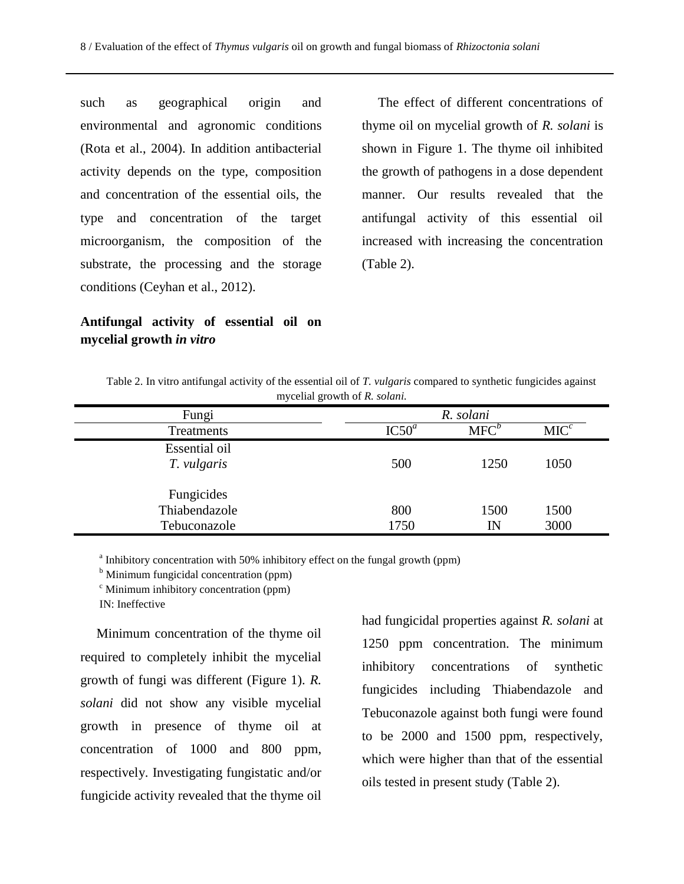such as geographical origin and environmental and agronomic conditions (Rota et al., 2004). In addition antibacterial activity depends on the type, composition and concentration of the essential oils, the type and concentration of the target microorganism, the composition of the substrate, the processing and the storage conditions (Ceyhan et al., 2012).

**Antifungal activity of essential oil on mycelial growth *in vitro***

The effect of different concentrations of thyme oil on mycelial growth of *R. solani* is shown in Figure 1. The thyme oil inhibited the growth of pathogens in a dose dependent manner. Our results revealed that the antifungal activity of this essential oil increased with increasing the concentration (Table 2).

Table 2. In vitro antifungal activity of the essential oil of *T. vulgaris* compared to synthetic fungicides against mycelial growth of *R. solani.*

| Fungi | *R. solani* | | |
|---|---|---|---|
| Treatments | IC50[a] | MFC[b] | MIC[c] |
| Essential oil | | | |
| *T. vulgaris* | 500 | 1250 | 1050 |
| Fungicides | | | |
| Thiabendazole | 800 | 1500 | 1500 |
| Tebuconazole | 1750 | IN | 3000 |

[a] Inhibitory concentration with 50% inhibitory effect on the fungal growth (ppm)
[b] Minimum fungicidal concentration (ppm)
[c] Minimum inhibitory concentration (ppm)
IN: Ineffective

Minimum concentration of the thyme oil required to completely inhibit the mycelial growth of fungi was different (Figure 1). *R. solani* did not show any visible mycelial growth in presence of thyme oil at concentration of 1000 and 800 ppm, respectively. Investigating fungistatic and/or fungicide activity revealed that the thyme oil had fungicidal properties against *R. solani* at 1250 ppm concentration. The minimum inhibitory concentrations of synthetic fungicides including Thiabendazole and Tebuconazole against both fungi were found to be 2000 and 1500 ppm, respectively, which were higher than that of the essential oils tested in present study (Table 2).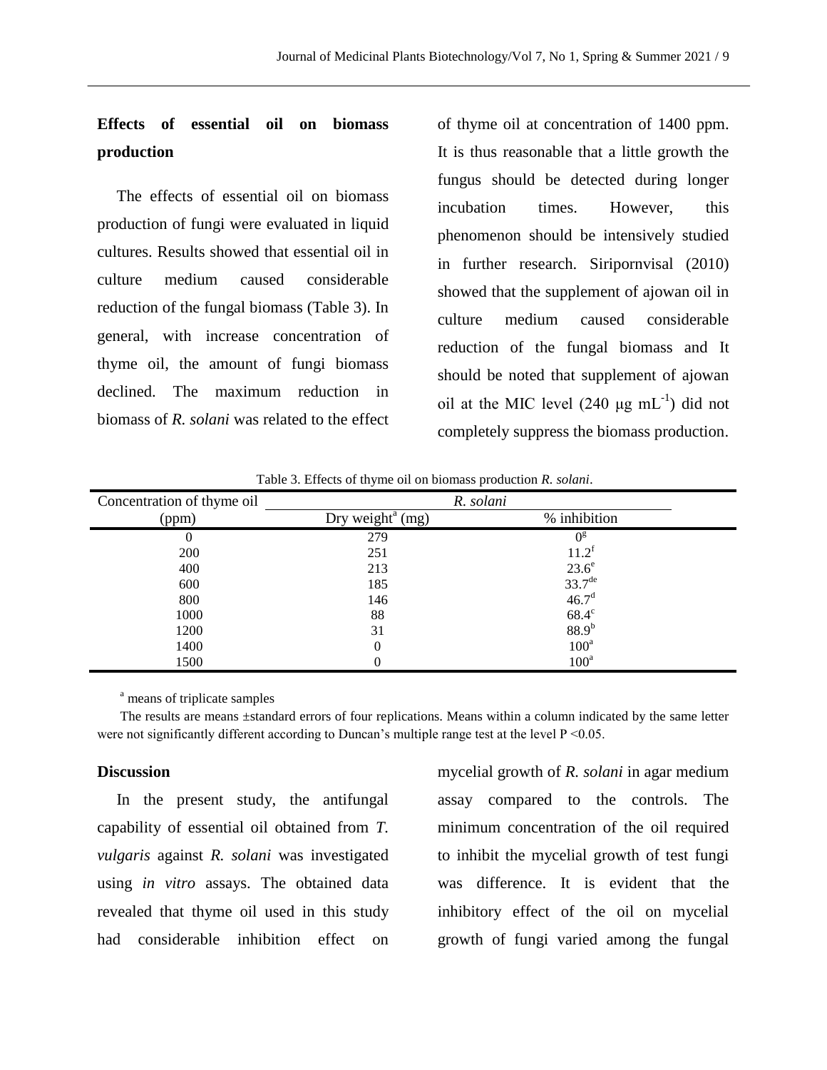## Effects of essential oil on biomass production

The effects of essential oil on biomass production of fungi were evaluated in liquid cultures. Results showed that essential oil in culture medium caused considerable reduction of the fungal biomass (Table 3). In general, with increase concentration of thyme oil, the amount of fungi biomass declined. The maximum reduction in biomass of *R. solani* was related to the effect of thyme oil at concentration of 1400 ppm. It is thus reasonable that a little growth the fungus should be detected during longer incubation times. However, this phenomenon should be intensively studied in further research. Siripornvisal (2010) showed that the supplement of ajowan oil in culture medium caused considerable reduction of the fungal biomass and It should be noted that supplement of ajowan oil at the MIC level (240 μg $mL^{-1}$) did not completely suppress the biomass production.

Table 3. Effects of thyme oil on biomass production *R. solani*.

| Concentration of thyme oil | *R. solani* | |
|---|---|---|
| (ppm) | Dry weight[a] (mg) | % inhibition |
| 0 | 279 | $0^{g}$ |
| 200 | 251 | $11.2^{f}$ |
| 400 | 213 | $23.6^{e}$ |
| 600 | 185 | $33.7^{de}$ |
| 800 | 146 | $46.7^{d}$ |
| 1000 | 88 | $68.4^{c}$ |
| 1200 | 31 | $88.9^{b}$ |
| 1400 | 0 | $100^{a}$ |
| 1500 | 0 | $100^{a}$ |

[a] means of triplicate samples

The results are means ±standard errors of four replications. Means within a column indicated by the same letter were not significantly different according to Duncan's multiple range test at the level $P < 0.05$.

## Discussion

In the present study, the antifungal capability of essential oil obtained from *T. vulgaris* against *R. solani* was investigated using *in vitro* assays. The obtained data revealed that thyme oil used in this study had considerable inhibition effect on mycelial growth of *R. solani* in agar medium assay compared to the controls. The minimum concentration of the oil required to inhibit the mycelial growth of test fungi was difference. It is evident that the inhibitory effect of the oil on mycelial growth of fungi varied among the fungal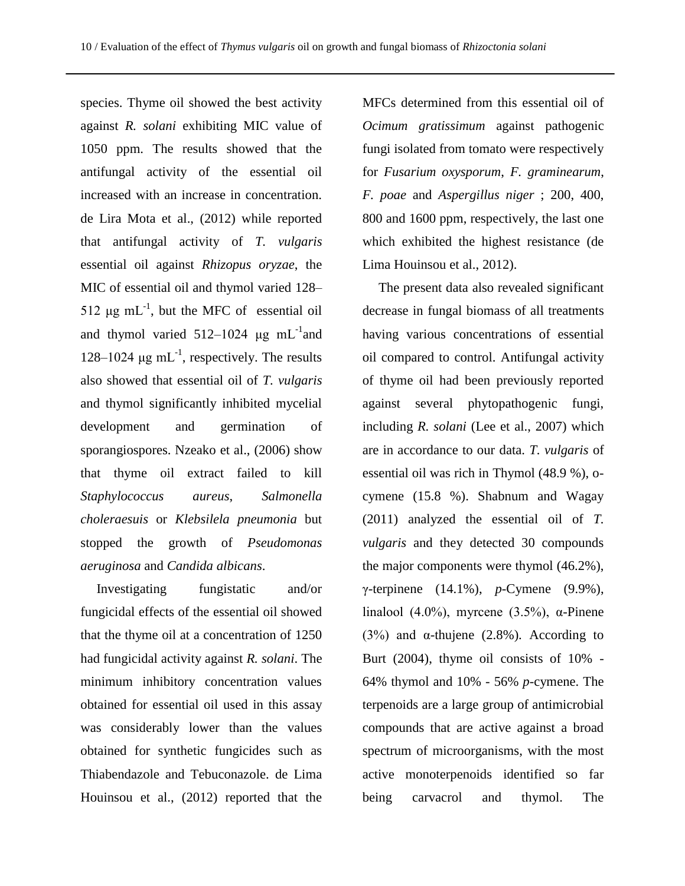species. Thyme oil showed the best activity against *R. solani* exhibiting MIC value of 1050 ppm. The results showed that the antifungal activity of the essential oil increased with an increase in concentration. de Lira Mota et al., (2012) while reported that antifungal activity of *T. vulgaris* essential oil against *Rhizopus oryzae*, the MIC of essential oil and thymol varied 128–512 μg $mL^{-1}$, but the MFC of essential oil and thymol varied 512–1024 μg $mL^{-1}$and 128–1024 μg $mL^{-1}$, respectively. The results also showed that essential oil of *T. vulgaris* and thymol significantly inhibited mycelial development and germination of sporangiospores. Nzeako et al., (2006) show that thyme oil extract failed to kill *Staphylococcus aureus*, *Salmonella choleraesuis* or *Klebsilela pneumonia* but stopped the growth of *Pseudomonas aeruginosa* and *Candida albicans*.

Investigating fungistatic and/or fungicidal effects of the essential oil showed that the thyme oil at a concentration of 1250 had fungicidal activity against *R. solani*. The minimum inhibitory concentration values obtained for essential oil used in this assay was considerably lower than the values obtained for synthetic fungicides such as Thiabendazole and Tebuconazole. de Lima Houinsou et al., (2012) reported that the MFCs determined from this essential oil of *Ocimum gratissimum* against pathogenic fungi isolated from tomato were respectively for *Fusarium oxysporum*, *F. graminearum*, *F. poae* and *Aspergillus niger* ; 200, 400, 800 and 1600 ppm, respectively, the last one which exhibited the highest resistance (de Lima Houinsou et al., 2012).

The present data also revealed significant decrease in fungal biomass of all treatments having various concentrations of essential oil compared to control. Antifungal activity of thyme oil had been previously reported against several phytopathogenic fungi, including *R. solani* (Lee et al., 2007) which are in accordance to our data. *T. vulgaris* of essential oil was rich in Thymol (48.9 %), o-cymene (15.8 %). Shabnum and Wagay (2011) analyzed the essential oil of *T. vulgaris* and they detected 30 compounds the major components were thymol (46.2%), γ-terpinene (14.1%), *p*-Cymene (9.9%), linalool (4.0%), myrcene (3.5%), α-Pinene (3%) and α-thujene (2.8%). According to Burt (2004), thyme oil consists of 10% - 64% thymol and 10% - 56% *p*-cymene. The terpenoids are a large group of antimicrobial compounds that are active against a broad spectrum of microorganisms, with the most active monoterpenoids identified so far being carvacrol and thymol. The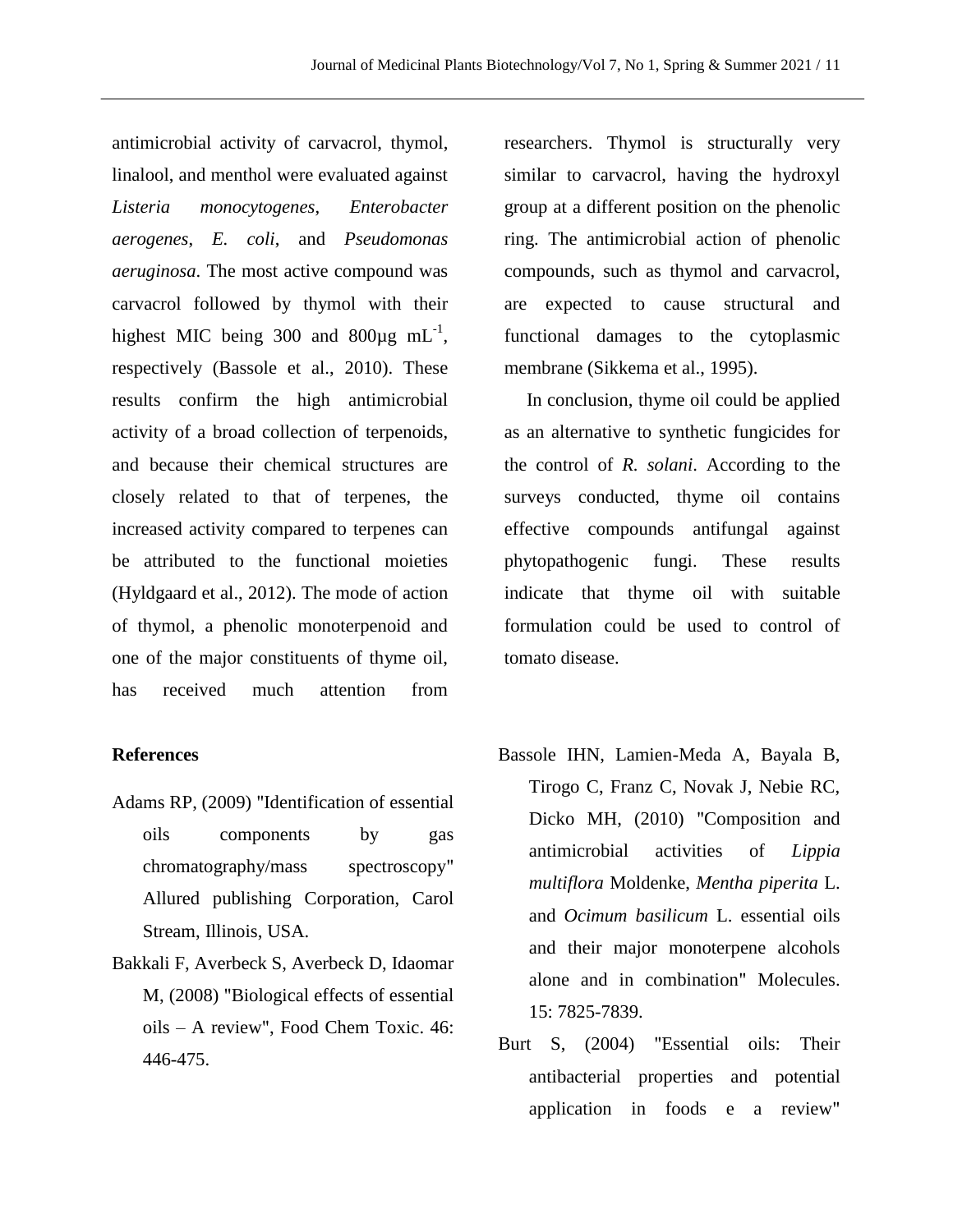antimicrobial activity of carvacrol, thymol, linalool, and menthol were evaluated against *Listeria monocytogenes*, *Enterobacter aerogenes*, *E. coli*, and *Pseudomonas aeruginosa*. The most active compound was carvacrol followed by thymol with their highest MIC being 300 and 800µg $mL^{-1}$, respectively (Bassole et al., 2010). These results confirm the high antimicrobial activity of a broad collection of terpenoids, and because their chemical structures are closely related to that of terpenes, the increased activity compared to terpenes can be attributed to the functional moieties (Hyldgaard et al., 2012). The mode of action of thymol, a phenolic monoterpenoid and one of the major constituents of thyme oil, has received much attention from researchers. Thymol is structurally very similar to carvacrol, having the hydroxyl group at a different position on the phenolic ring. The antimicrobial action of phenolic compounds, such as thymol and carvacrol, are expected to cause structural and functional damages to the cytoplasmic membrane (Sikkema et al., 1995).

In conclusion, thyme oil could be applied as an alternative to synthetic fungicides for the control of *R. solani*. According to the surveys conducted, thyme oil contains effective compounds antifungal against phytopathogenic fungi. These results indicate that thyme oil with suitable formulation could be used to control of tomato disease.

## References

Adams RP, (2009) "Identification of essential oils components by gas chromatography/mass spectroscopy" Allured publishing Corporation, Carol Stream, Illinois, USA.

Bakkali F, Averbeck S, Averbeck D, Idaomar M, (2008) "Biological effects of essential oils – A review", Food Chem Toxic. 46: 446-475.

Bassole IHN, Lamien-Meda A, Bayala B, Tirogo C, Franz C, Novak J, Nebie RC, Dicko MH, (2010) "Composition and antimicrobial activities of *Lippia multiflora* Moldenke, *Mentha piperita* L. and *Ocimum basilicum* L. essential oils and their major monoterpene alcohols alone and in combination" Molecules. 15: 7825-7839.

Burt S, (2004) "Essential oils: Their antibacterial properties and potential application in foods e a review"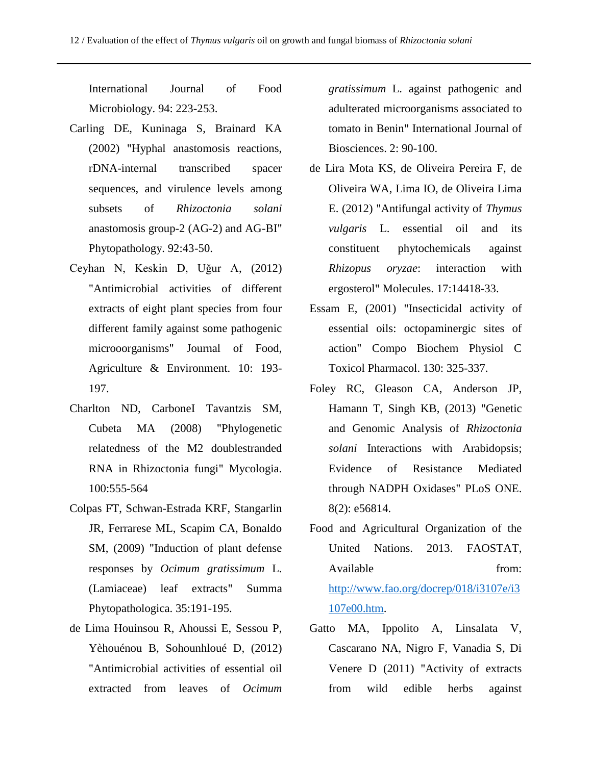International Journal of Food Microbiology. 94: 223-253.

Carling DE, Kuninaga S, Brainard KA (2002) "Hyphal anastomosis reactions, rDNA-internal transcribed spacer sequences, and virulence levels among subsets of *Rhizoctonia solani* anastomosis group-2 (AG-2) and AG-BI" Phytopathology. 92:43-50.

Ceyhan N, Keskin D, Uğur A, (2012) "Antimicrobial activities of different extracts of eight plant species from four different family against some pathogenic microoorganisms" Journal of Food, Agriculture & Environment. 10: 193-197.

Charlton ND, CarboneI Tavantzis SM, Cubeta MA (2008) "Phylogenetic relatedness of the M2 doublestranded RNA in Rhizoctonia fungi" Mycologia. 100:555-564

Colpas FT, Schwan-Estrada KRF, Stangarlin JR, Ferrarese ML, Scapim CA, Bonaldo SM, (2009) "Induction of plant defense responses by *Ocimum gratissimum* L. (Lamiaceae) leaf extracts" Summa Phytopathologica. 35:191-195.

de Lima Houinsou R, Ahoussi E, Sessou P, Yèhouénou B, Sohounhloué D, (2012) "Antimicrobial activities of essential oil extracted from leaves of *Ocimum gratissimum* L. against pathogenic and adulterated microorganisms associated to tomato in Benin" International Journal of Biosciences. 2: 90-100.

de Lira Mota KS, de Oliveira Pereira F, de Oliveira WA, Lima IO, de Oliveira Lima E. (2012) "Antifungal activity of *Thymus vulgaris* L. essential oil and its constituent phytochemicals against *Rhizopus oryzae*: interaction with ergosterol" Molecules. 17:14418-33.

Essam E, (2001) "Insecticidal activity of essential oils: octopaminergic sites of action" Compo Biochem Physiol C Toxicol Pharmacol. 130: 325-337.

Foley RC, Gleason CA, Anderson JP, Hamann T, Singh KB, (2013) "Genetic and Genomic Analysis of *Rhizoctonia solani* Interactions with Arabidopsis; Evidence of Resistance Mediated through NADPH Oxidases" PLoS ONE. 8(2): e56814.

Food and Agricultural Organization of the United Nations. 2013. FAOSTAT, Available from: [http://www.fao.org/docrep/018/i3107e/i3107e00.htm](http://www.fao.org/docrep/018/i3107e/i3107e00.htm).

Gatto MA, Ippolito A, Linsalata V, Cascarano NA, Nigro F, Vanadia S, Di Venere D (2011) "Activity of extracts from wild edible herbs against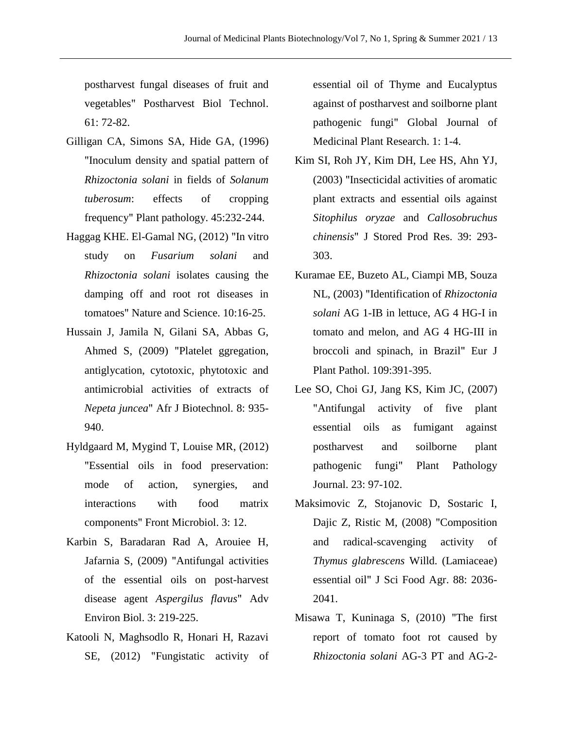postharvest fungal diseases of fruit and vegetables" Postharvest Biol Technol. 61: 72-82.

Gilligan CA, Simons SA, Hide GA, (1996) "Inoculum density and spatial pattern of *Rhizoctonia solani* in fields of *Solanum tuberosum*: effects of cropping frequency" Plant pathology. 45:232-244.

Haggag KHE. El-Gamal NG, (2012) "In vitro study on *Fusarium solani* and *Rhizoctonia solani* isolates causing the damping off and root rot diseases in tomatoes" Nature and Science. 10:16-25.

Hussain J, Jamila N, Gilani SA, Abbas G, Ahmed S, (2009) "Platelet ggregation, antiglycation, cytotoxic, phytotoxic and antimicrobial activities of extracts of *Nepeta juncea*" Afr J Biotechnol. 8: 935-940.

Hyldgaard M, Mygind T, Louise MR, (2012) "Essential oils in food preservation: mode of action, synergies, and interactions with food matrix components" Front Microbiol. 3: 12.

Karbin S, Baradaran Rad A, Arouiee H, Jafarnia S, (2009) "Antifungal activities of the essential oils on post-harvest disease agent *Aspergilus flavus*" Adv Environ Biol. 3: 219-225.

Katooli N, Maghsodlo R, Honari H, Razavi SE, (2012) "Fungistatic activity of essential oil of Thyme and Eucalyptus against of postharvest and soilborne plant pathogenic fungi" Global Journal of Medicinal Plant Research. 1: 1-4.

Kim SI, Roh JY, Kim DH, Lee HS, Ahn YJ, (2003) "Insecticidal activities of aromatic plant extracts and essential oils against *Sitophilus oryzae* and *Callosobruchus chinensis*" J Stored Prod Res. 39: 293-303.

Kuramae EE, Buzeto AL, Ciampi MB, Souza NL, (2003) "Identification of *Rhizoctonia solani* AG 1-IB in lettuce, AG 4 HG-I in tomato and melon, and AG 4 HG-III in broccoli and spinach, in Brazil" Eur J Plant Pathol. 109:391-395.

Lee SO, Choi GJ, Jang KS, Kim JC, (2007) "Antifungal activity of five plant essential oils as fumigant against postharvest and soilborne plant pathogenic fungi" Plant Pathology Journal. 23: 97-102.

Maksimovic Z, Stojanovic D, Sostaric I, Dajic Z, Ristic M, (2008) "Composition and radical-scavenging activity of *Thymus glabrescens* Willd. (Lamiaceae) essential oil" J Sci Food Agr. 88: 2036-2041.

Misawa T, Kuninaga S, (2010) "The first report of tomato foot rot caused by *Rhizoctonia solani* AG-3 PT and AG-2-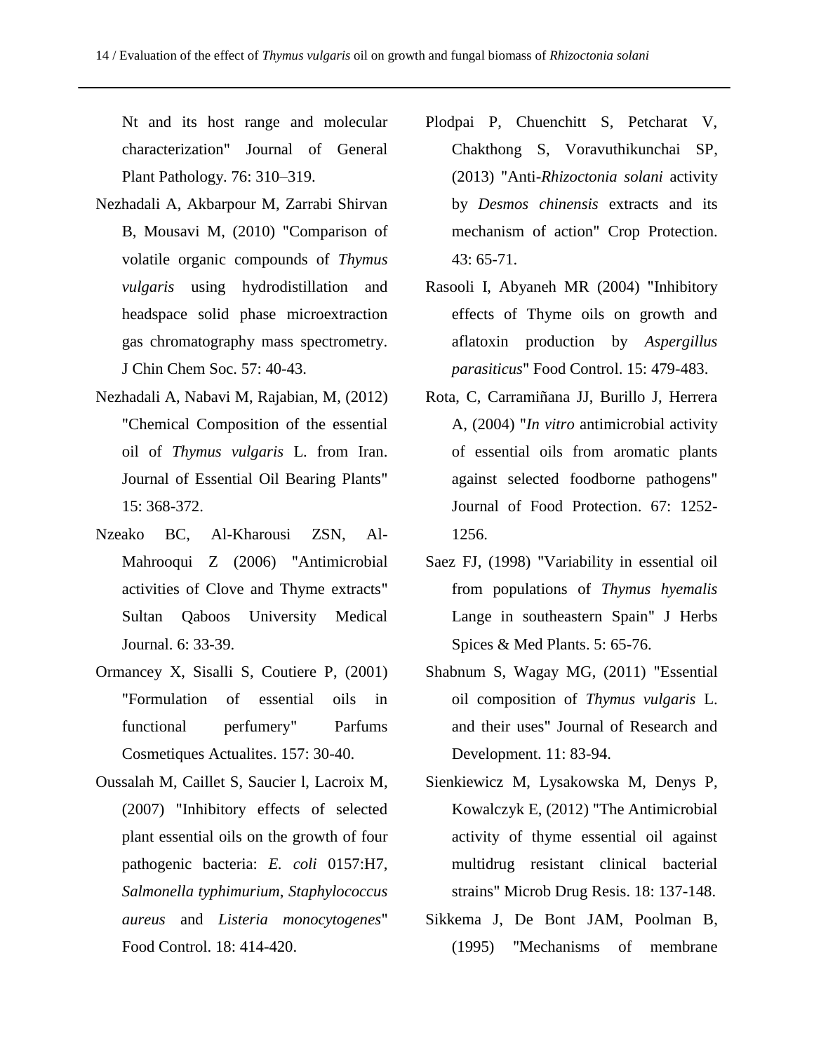Nt and its host range and molecular characterization" Journal of General Plant Pathology. 76: 310–319.

Nezhadali A, Akbarpour M, Zarrabi Shirvan B, Mousavi M, (2010) "Comparison of volatile organic compounds of *Thymus vulgaris* using hydrodistillation and headspace solid phase microextraction gas chromatography mass spectrometry. J Chin Chem Soc. 57: 40-43.

Nezhadali A, Nabavi M, Rajabian, M, (2012) "Chemical Composition of the essential oil of *Thymus vulgaris* L. from Iran. Journal of Essential Oil Bearing Plants" 15: 368-372.

Nzeako BC, Al-Kharousi ZSN, Al-Mahrooqui Z (2006) "Antimicrobial activities of Clove and Thyme extracts" Sultan Qaboos University Medical Journal. 6: 33-39.

Ormancey X, Sisalli S, Coutiere P, (2001) "Formulation of essential oils in functional perfumery" Parfums Cosmetiques Actualites. 157: 30-40.

Oussalah M, Caillet S, Saucier l, Lacroix M, (2007) "Inhibitory effects of selected plant essential oils on the growth of four pathogenic bacteria: *E. coli* 0157:H7, *Salmonella typhimurium*, *Staphylococcus aureus* and *Listeria monocytogenes*" Food Control. 18: 414-420.

Plodpai P, Chuenchitt S, Petcharat V, Chakthong S, Voravuthikunchai SP, (2013) "Anti-*Rhizoctonia solani* activity by *Desmos chinensis* extracts and its mechanism of action" Crop Protection. 43: 65-71.

Rasooli I, Abyaneh MR (2004) "Inhibitory effects of Thyme oils on growth and aflatoxin production by *Aspergillus parasiticus*" Food Control. 15: 479-483.

Rota, C, Carramiñana JJ, Burillo J, Herrera A, (2004) "*In vitro* antimicrobial activity of essential oils from aromatic plants against selected foodborne pathogens" Journal of Food Protection. 67: 1252-1256.

Saez FJ, (1998) "Variability in essential oil from populations of *Thymus hyemalis* Lange in southeastern Spain" J Herbs Spices & Med Plants. 5: 65-76.

Shabnum S, Wagay MG, (2011) "Essential oil composition of *Thymus vulgaris* L. and their uses" Journal of Research and Development. 11: 83-94.

Sienkiewicz M, Lysakowska M, Denys P, Kowalczyk E, (2012) "The Antimicrobial activity of thyme essential oil against multidrug resistant clinical bacterial strains" Microb Drug Resis. 18: 137-148.

Sikkema J, De Bont JAM, Poolman B, (1995) "Mechanisms of membrane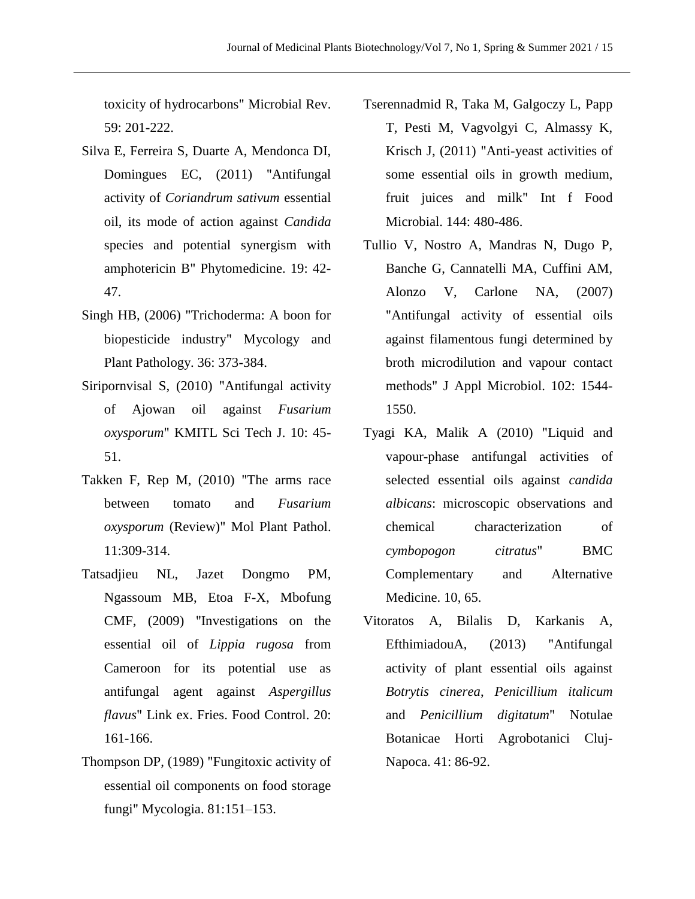toxicity of hydrocarbons" Microbial Rev. 59: 201-222.

Silva E, Ferreira S, Duarte A, Mendonca DI, Domingues EC, (2011) "Antifungal activity of *Coriandrum sativum* essential oil, its mode of action against *Candida* species and potential synergism with amphotericin B" Phytomedicine. 19: 42-47.

Singh HB, (2006) "Trichoderma: A boon for biopesticide industry" Mycology and Plant Pathology. 36: 373-384.

Siripornvisal S, (2010) "Antifungal activity of Ajowan oil against *Fusarium oxysporum*" KMITL Sci Tech J. 10: 45-51.

Takken F, Rep M, (2010) "The arms race between tomato and *Fusarium oxysporum* (Review)" Mol Plant Pathol. 11:309-314.

Tatsadjieu NL, Jazet Dongmo PM, Ngassoum MB, Etoa F-X, Mbofung CMF, (2009) "Investigations on the essential oil of *Lippia rugosa* from Cameroon for its potential use as antifungal agent against *Aspergillus flavus*" Link ex. Fries. Food Control. 20: 161-166.

Thompson DP, (1989) "Fungitoxic activity of essential oil components on food storage fungi" Mycologia. 81:151–153.

Tserennadmid R, Taka M, Galgoczy L, Papp T, Pesti M, Vagvolgyi C, Almassy K, Krisch J, (2011) "Anti-yeast activities of some essential oils in growth medium, fruit juices and milk" Int f Food Microbial. 144: 480-486.

Tullio V, Nostro A, Mandras N, Dugo P, Banche G, Cannatelli MA, Cuffini AM, Alonzo V, Carlone NA, (2007) "Antifungal activity of essential oils against filamentous fungi determined by broth microdilution and vapour contact methods" J Appl Microbiol. 102: 1544-1550.

Tyagi KA, Malik A (2010) "Liquid and vapour-phase antifungal activities of selected essential oils against *candida albicans*: microscopic observations and chemical characterization of *cymbopogon citratus*" BMC Complementary and Alternative Medicine. 10, 65.

Vitoratos A, Bilalis D, Karkanis A, EfthimiadouA, (2013) "Antifungal activity of plant essential oils against *Botrytis cinerea*, *Penicillium italicum* and *Penicillium digitatum*" Notulae Botanicae Horti Agrobotanici Cluj-Napoca. 41: 86-92.